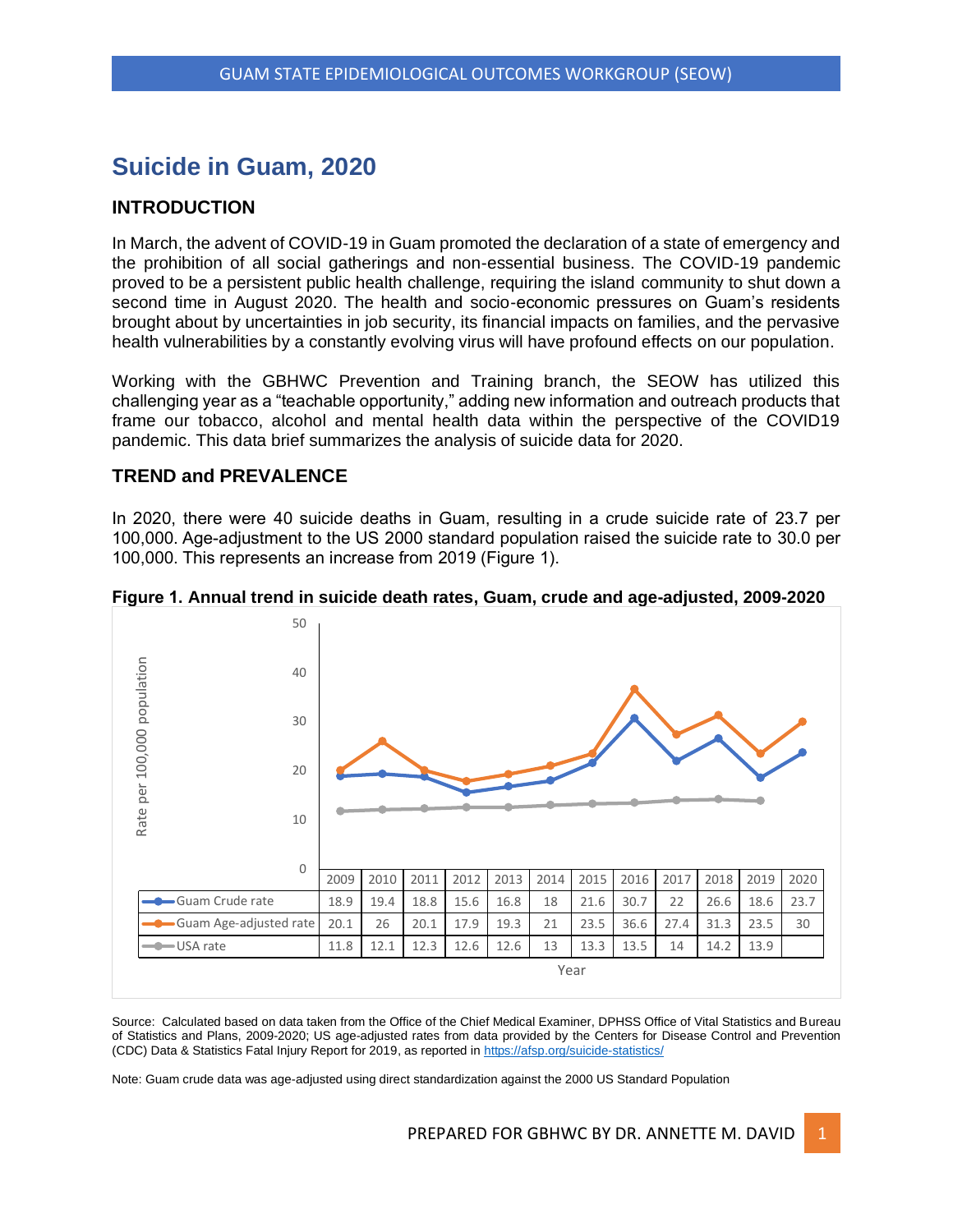# Suicide in Guam, 2020

## INTRODUCTION

In March, the advent of COVID-19 in Guam promoted the declaration of a state of emergency and the prohibition of all social gatherings and non-essential business. The COVID-19 pandemic proved to be a persistent public health challenge, requiring the island community to shut down a second time in August 2020. The health and socio-economic pressures on Guam's residents brought about by uncertainties in job security, its financial impacts on families, and the pervasive health vulnerabilities by a constantly evolving virus will have profound effects on our population.

Working with the GBHWC Prevention and Training branch, the SEOW has utilized this challenging year as a "teachable opportunity," adding new information and outreach products that frame our tobacco, alcohol and mental health data within the perspective of the COVID19 pandemic. This data brief summarizes the analysis of suicide data for 2020.

## TREND and PREVALENCE

In 2020, there were 40 suicide deaths in Guam, resulting in a crude suicide rate of 23.7 per 100,000. Age-adjustment to the US 2000 standard population raised the suicide rate to 30.0 per 100,000. This represents an increase from 2019 (Figure 1).

**Figure 1. Annual trend in suicide death rates, Guam, crude and age-adjusted, 2009-2020**

| Rate per 100,000 population | 2009 | 2010 | 2011 | 2012 | 2013 | 2014 | 2015 | 2016 | 2017 | 2018 | 2019 | 2020 |
|---|---|---|---|---|---|---|---|---|---|---|---|---|
| Guam Crude rate | 18.9 | 19.4 | 18.8 | 15.6 | 16.8 | 18 | 21.6 | 30.7 | 22 | 26.6 | 18.6 | 23.7 |
| Guam Age-adjusted rate | 20.1 | 26 | 20.1 | 17.9 | 19.3 | 21 | 23.5 | 36.6 | 27.4 | 31.3 | 23.5 | 30 |
| USA rate | 11.8 | 12.1 | 12.3 | 12.6 | 12.6 | 13 | 13.3 | 13.5 | 14 | 14.2 | 13.9 | |

Source: Calculated based on data taken from the Office of the Chief Medical Examiner, DPHSS Office of Vital Statistics and Bureau of Statistics and Plans, 2009-2020; US age-adjusted rates from data provided by the Centers for Disease Control and Prevention (CDC) Data & Statistics Fatal Injury Report for 2019, as reported in https://afsp.org/suicide-statistics/

Note: Guam crude data was age-adjusted using direct standardization against the 2000 US Standard Population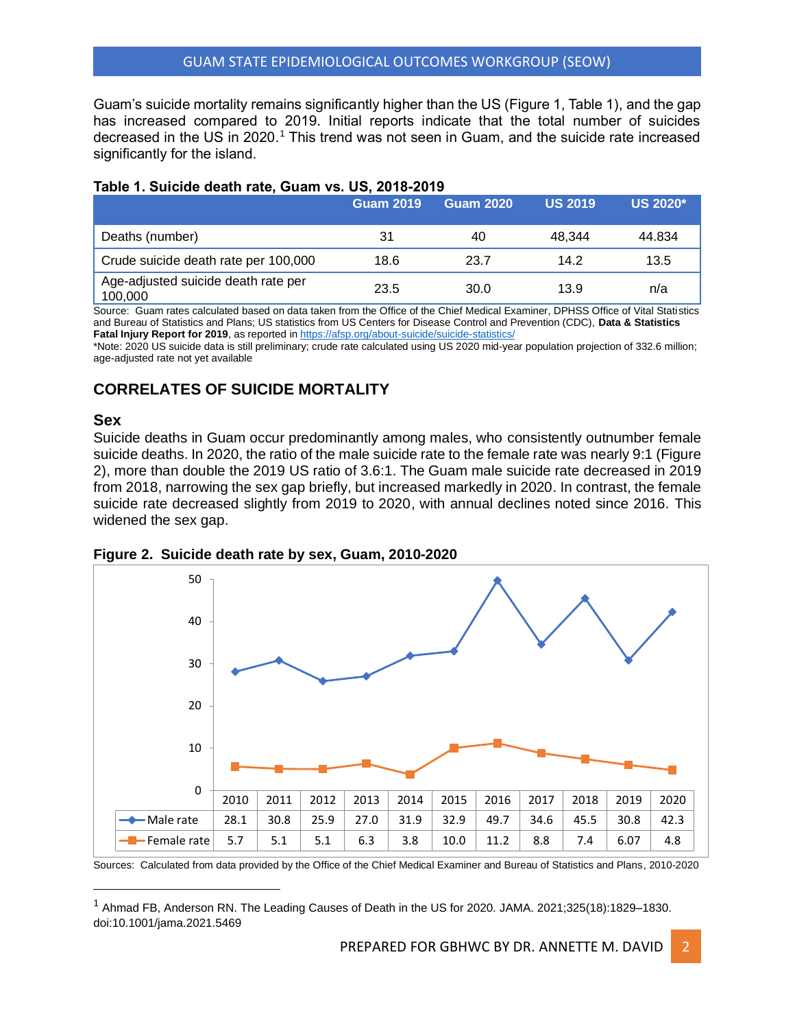Guam's suicide mortality remains significantly higher than the US (Figure 1, Table 1), and the gap has increased compared to 2019. Initial reports indicate that the total number of suicides decreased in the US in 2020.[1] This trend was not seen in Guam, and the suicide rate increased significantly for the island.

**Table 1. Suicide death rate, Guam vs. US, 2018-2019**

| | Guam 2019 | Guam 2020 | US 2019 | US 2020* |
|---|---|---|---|---|
| Deaths (number) | 31 | 40 | 48,344 | 44.834 |
| Crude suicide death rate per 100,000 | 18.6 | 23.7 | 14.2 | 13.5 |
| Age-adjusted suicide death rate per 100,000 | 23.5 | 30.0 | 13.9 | n/a |

Source: Guam rates calculated based on data taken from the Office of the Chief Medical Examiner, DPHSS Office of Vital Statistics and Bureau of Statistics and Plans; US statistics from US Centers for Disease Control and Prevention (CDC), **Data & Statistics Fatal Injury Report for 2019**, as reported in https://afsp.org/about-suicide/suicide-statistics/

*Note: 2020 US suicide data is still preliminary; crude rate calculated using US 2020 mid-year population projection of 332.6 million; age-adjusted rate not yet available

## CORRELATES OF SUICIDE MORTALITY

### Sex

Suicide deaths in Guam occur predominantly among males, who consistently outnumber female suicide deaths. In 2020, the ratio of the male suicide rate to the female rate was nearly 9:1 (Figure 2), more than double the 2019 US ratio of 3.6:1. The Guam male suicide rate decreased in 2019 from 2018, narrowing the sex gap briefly, but increased markedly in 2020. In contrast, the female suicide rate decreased slightly from 2019 to 2020, with annual declines noted since 2016. This widened the sex gap.

**Figure 2. Suicide death rate by sex, Guam, 2010-2020**

| | 2010 | 2011 | 2012 | 2013 | 2014 | 2015 | 2016 | 2017 | 2018 | 2019 | 2020 |
|---|---|---|---|---|---|---|---|---|---|---|---|
| Male rate | 28.1 | 30.8 | 25.9 | 27.0 | 31.9 | 32.9 | 49.7 | 34.6 | 45.5 | 30.8 | 42.3 |
| Female rate | 5.7 | 5.1 | 5.1 | 6.3 | 3.8 | 10.0 | 11.2 | 8.8 | 7.4 | 6.07 | 4.8 |

Sources: Calculated from data provided by the Office of the Chief Medical Examiner and Bureau of Statistics and Plans, 2010-2020

[1] Ahmad FB, Anderson RN. The Leading Causes of Death in the US for 2020. JAMA. 2021;325(18):1829–1830. doi:10.1001/jama.2021.5469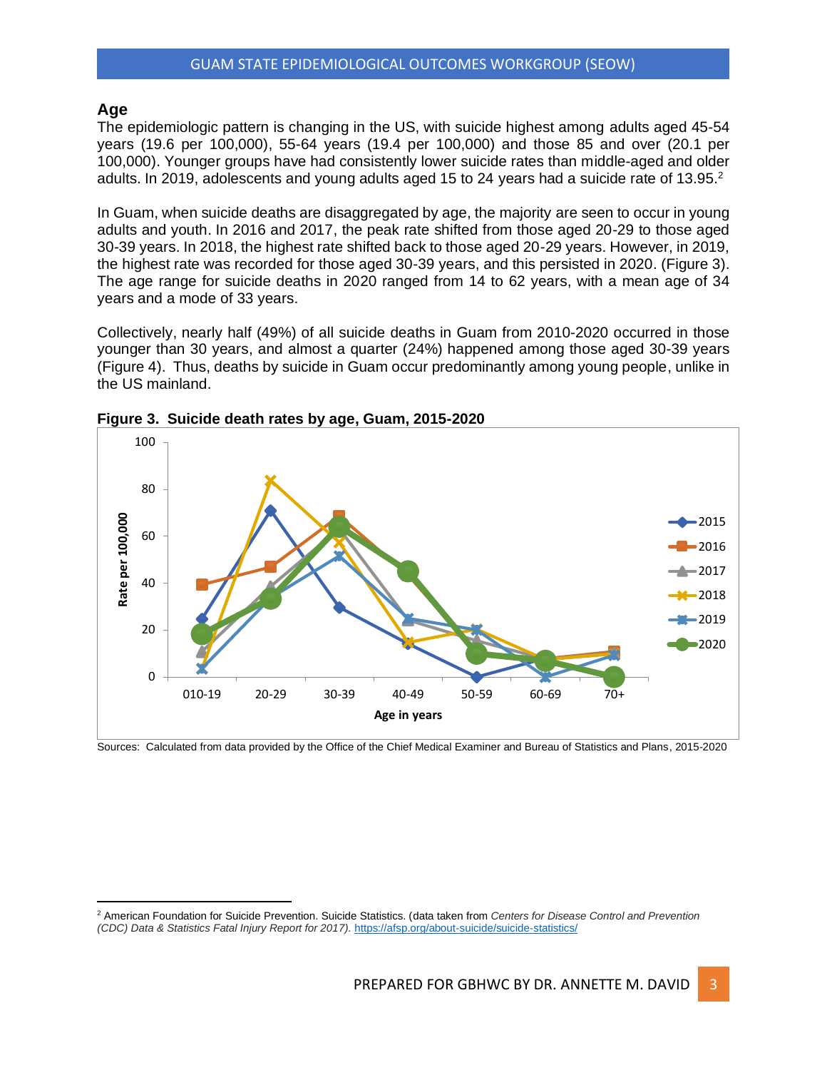## Age

The epidemiologic pattern is changing in the US, with suicide highest among adults aged 45-54 years (19.6 per 100,000), 55-64 years (19.4 per 100,000) and those 85 and over (20.1 per 100,000). Younger groups have had consistently lower suicide rates than middle-aged and older adults. In 2019, adolescents and young adults aged 15 to 24 years had a suicide rate of 13.95.[2]

In Guam, when suicide deaths are disaggregated by age, the majority are seen to occur in young adults and youth. In 2016 and 2017, the peak rate shifted from those aged 20-29 to those aged 30-39 years. In 2018, the highest rate shifted back to those aged 20-29 years. However, in 2019, the highest rate was recorded for those aged 30-39 years, and this persisted in 2020. (Figure 3). The age range for suicide deaths in 2020 ranged from 14 to 62 years, with a mean age of 34 years and a mode of 33 years.

Collectively, nearly half (49%) of all suicide deaths in Guam from 2010-2020 occurred in those younger than 30 years, and almost a quarter (24%) happened among those aged 30-39 years (Figure 4). Thus, deaths by suicide in Guam occur predominantly among young people, unlike in the US mainland.

**Figure 3. Suicide death rates by age, Guam, 2015-2020**

Sources: Calculated from data provided by the Office of the Chief Medical Examiner and Bureau of Statistics and Plans, 2015-2020

[2] American Foundation for Suicide Prevention. Suicide Statistics. (data taken from *Centers for Disease Control and Prevention (CDC) Data & Statistics Fatal Injury Report for 2017).* https://afsp.org/about-suicide/suicide-statistics/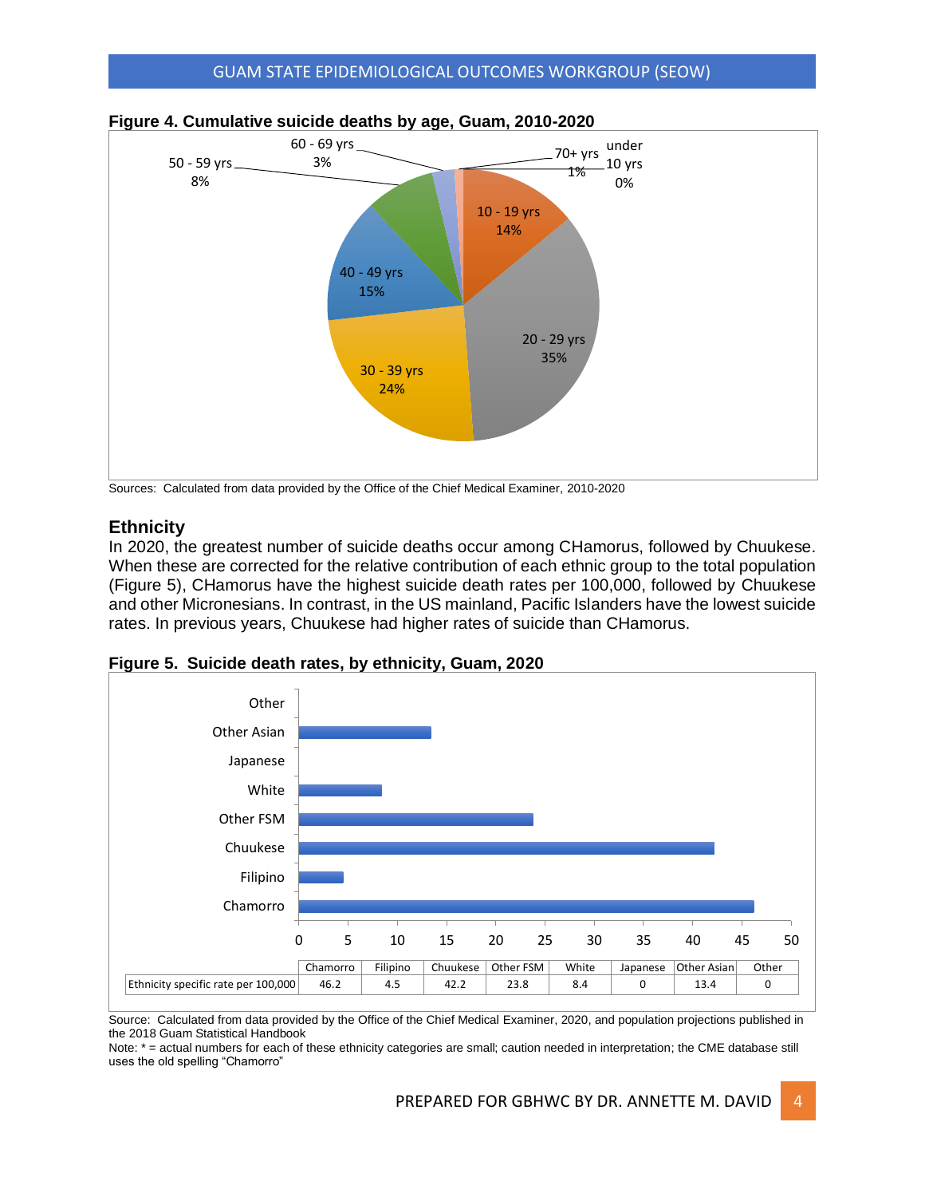**Figure 4. Cumulative suicide deaths by age, Guam, 2010-2020**

| Age group | Percent |
|---|---|
| under 10 yrs | 0% |
| 10 - 19 yrs | 14% |
| 20 - 29 yrs | 35% |
| 30 - 39 yrs | 24% |
| 40 - 49 yrs | 15% |
| 50 - 59 yrs | 8% |
| 60 - 69 yrs | 3% |
| 70+ yrs | 1% |

Sources: Calculated from data provided by the Office of the Chief Medical Examiner, 2010-2020

## Ethnicity

In 2020, the greatest number of suicide deaths occur among CHamorus, followed by Chuukese. When these are corrected for the relative contribution of each ethnic group to the total population (Figure 5), CHamorus have the highest suicide death rates per 100,000, followed by Chuukese and other Micronesians. In contrast, in the US mainland, Pacific Islanders have the lowest suicide rates. In previous years, Chuukese had higher rates of suicide than CHamorus.

**Figure 5. Suicide death rates, by ethnicity, Guam, 2020**

| | Chamorro | Filipino | Chuukese | Other FSM | White | Japanese | Other Asian | Other |
|---|---|---|---|---|---|---|---|---|
| Ethnicity specific rate per 100,000 | 46.2 | 4.5 | 42.2 | 23.8 | 8.4 | 0 | 13.4 | 0 |

Source: Calculated from data provided by the Office of the Chief Medical Examiner, 2020, and population projections published in the 2018 Guam Statistical Handbook

Note: * = actual numbers for each of these ethnicity categories are small; caution needed in interpretation; the CME database still uses the old spelling "Chamorro"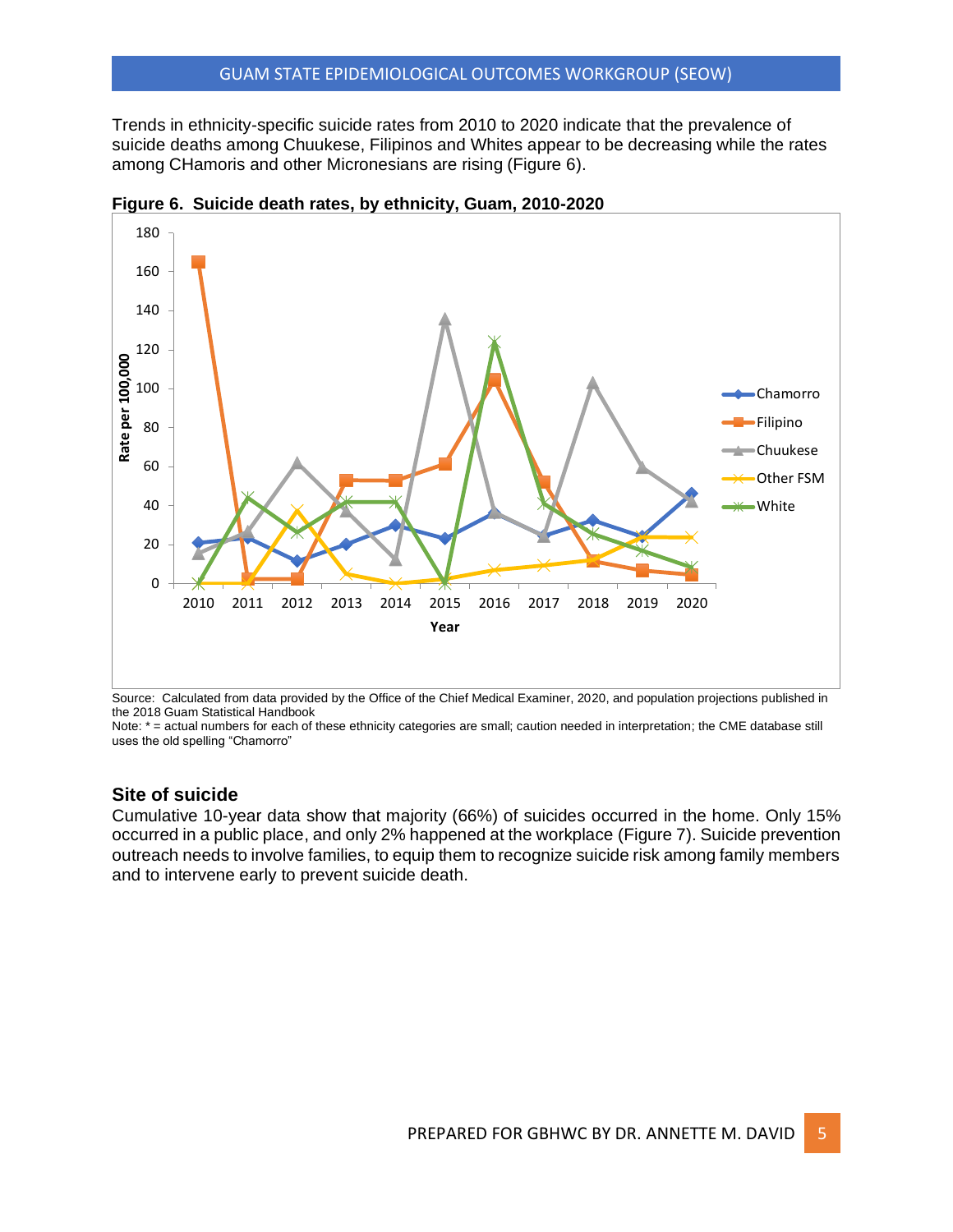Trends in ethnicity-specific suicide rates from 2010 to 2020 indicate that the prevalence of suicide deaths among Chuukese, Filipinos and Whites appear to be decreasing while the rates among CHamoris and other Micronesians are rising (Figure 6).

**Figure 6. Suicide death rates, by ethnicity, Guam, 2010-2020**

Source: Calculated from data provided by the Office of the Chief Medical Examiner, 2020, and population projections published in the 2018 Guam Statistical Handbook
Note: * = actual numbers for each of these ethnicity categories are small; caution needed in interpretation; the CME database still uses the old spelling "Chamorro"

## Site of suicide

Cumulative 10-year data show that majority (66%) of suicides occurred in the home. Only 15% occurred in a public place, and only 2% happened at the workplace (Figure 7). Suicide prevention outreach needs to involve families, to equip them to recognize suicide risk among family members and to intervene early to prevent suicide death.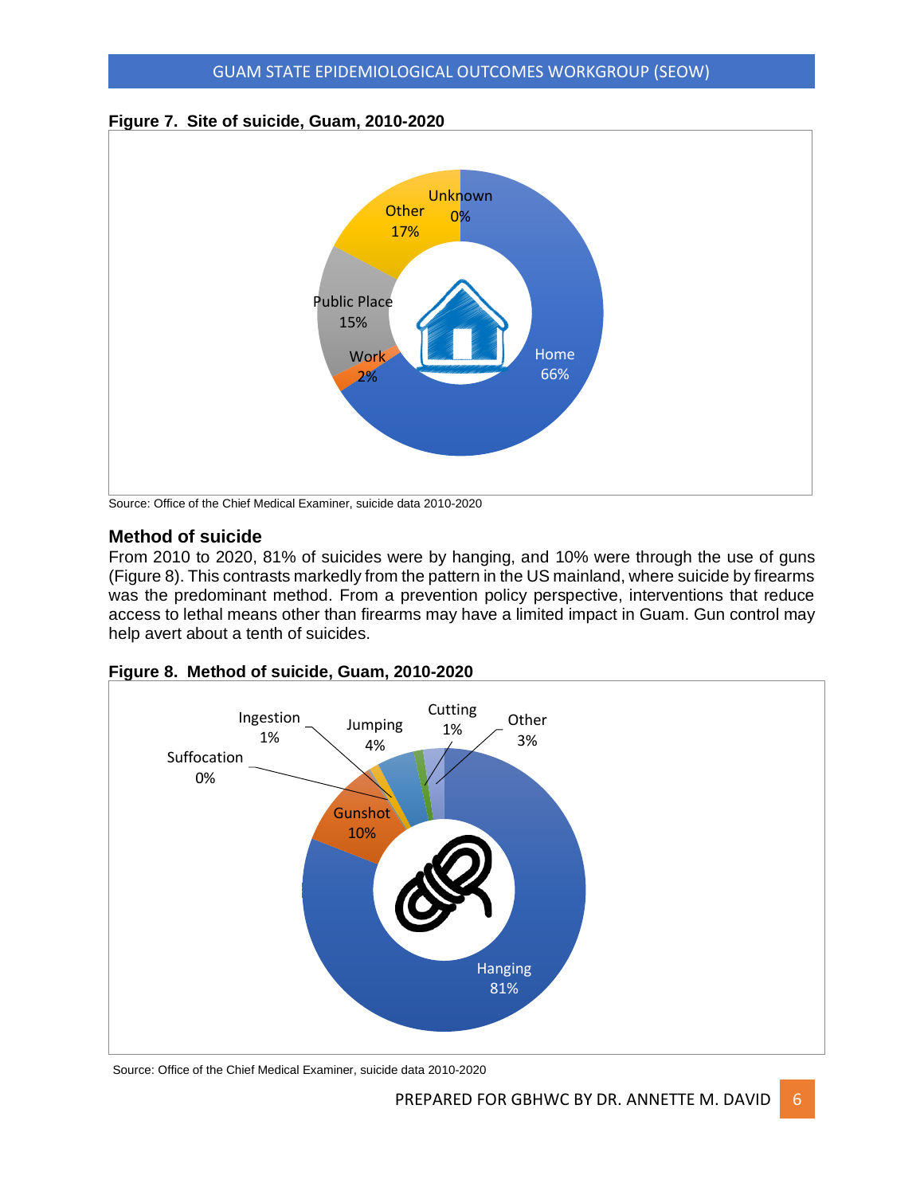**Figure 7. Site of suicide, Guam, 2010-2020**

| Site | Percent |
|---|---|
| Home | 66% |
| Work | 2% |
| Public Place | 15% |
| Other | 17% |
| Unknown | 0% |

Source: Office of the Chief Medical Examiner, suicide data 2010-2020

## Method of suicide

From 2010 to 2020, 81% of suicides were by hanging, and 10% were through the use of guns (Figure 8). This contrasts markedly from the pattern in the US mainland, where suicide by firearms was the predominant method. From a prevention policy perspective, interventions that reduce access to lethal means other than firearms may have a limited impact in Guam. Gun control may help avert about a tenth of suicides.

**Figure 8. Method of suicide, Guam, 2010-2020**

| Method | Percent |
|---|---|
| Hanging | 81% |
| Gunshot | 10% |
| Suffocation | 0% |
| Ingestion | 1% |
| Jumping | 4% |
| Cutting | 1% |
| Other | 3% |

Source: Office of the Chief Medical Examiner, suicide data 2010-2020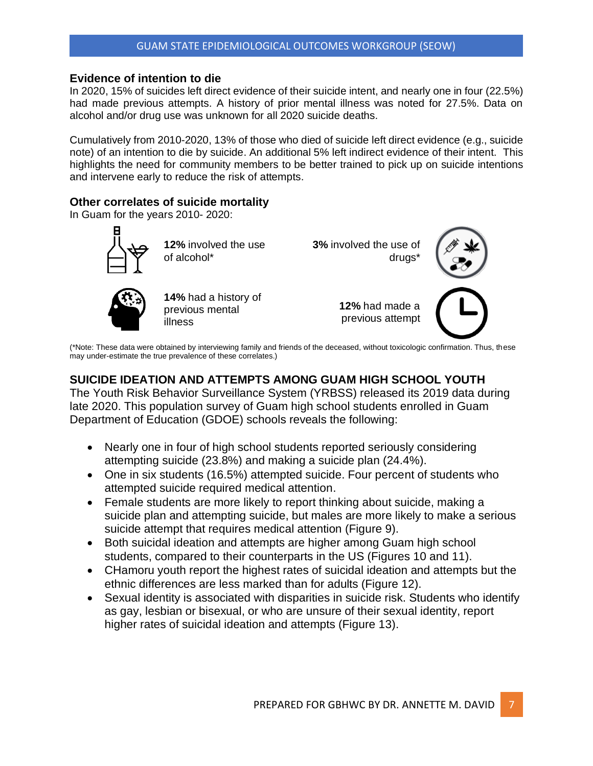### Evidence of intention to die

In 2020, 15% of suicides left direct evidence of their suicide intent, and nearly one in four (22.5%) had made previous attempts. A history of prior mental illness was noted for 27.5%. Data on alcohol and/or drug use was unknown for all 2020 suicide deaths.

Cumulatively from 2010-2020, 13% of those who died of suicide left direct evidence (e.g., suicide note) of an intention to die by suicide. An additional 5% left indirect evidence of their intent. This highlights the need for community members to be better trained to pick up on suicide intentions and intervene early to reduce the risk of attempts.

### Other correlates of suicide mortality

In Guam for the years 2010- 2020:

- **12%** involved the use of alcohol*
- **3%** involved the use of drugs*
- **14%** had a history of previous mental illness
- **12%** had made a previous attempt

(*Note: These data were obtained by interviewing family and friends of the deceased, without toxicologic confirmation. Thus, these may under-estimate the true prevalence of these correlates.)

## SUICIDE IDEATION AND ATTEMPTS AMONG GUAM HIGH SCHOOL YOUTH

The Youth Risk Behavior Surveillance System (YRBSS) released its 2019 data during late 2020. This population survey of Guam high school students enrolled in Guam Department of Education (GDOE) schools reveals the following:

- Nearly one in four of high school students reported seriously considering attempting suicide (23.8%) and making a suicide plan (24.4%).
- One in six students (16.5%) attempted suicide. Four percent of students who attempted suicide required medical attention.
- Female students are more likely to report thinking about suicide, making a suicide plan and attempting suicide, but males are more likely to make a serious suicide attempt that requires medical attention (Figure 9).
- Both suicidal ideation and attempts are higher among Guam high school students, compared to their counterparts in the US (Figures 10 and 11).
- CHamoru youth report the highest rates of suicidal ideation and attempts but the ethnic differences are less marked than for adults (Figure 12).
- Sexual identity is associated with disparities in suicide risk. Students who identify as gay, lesbian or bisexual, or who are unsure of their sexual identity, report higher rates of suicidal ideation and attempts (Figure 13).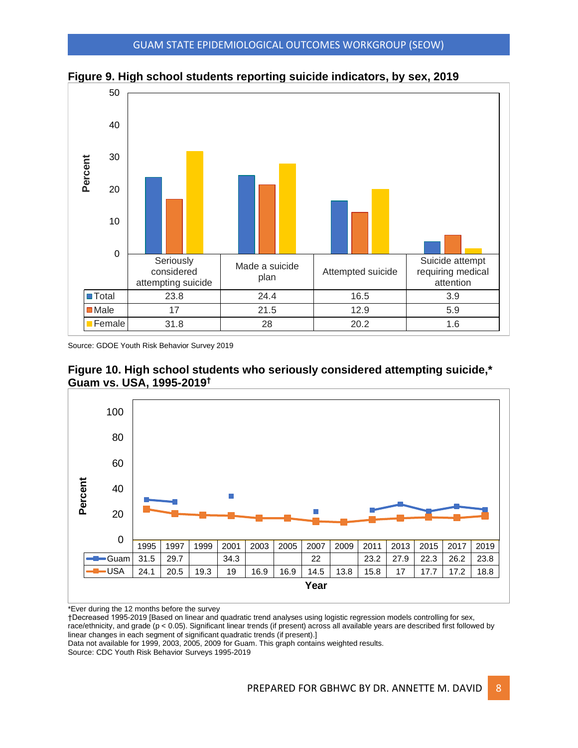**Figure 9. High school students reporting suicide indicators, by sex, 2019**

| | Seriously considered attempting suicide | Made a suicide plan | Attempted suicide | Suicide attempt requiring medical attention |
|---|---|---|---|---|
| Total | 23.8 | 24.4 | 16.5 | 3.9 |
| Male | 17 | 21.5 | 12.9 | 5.9 |
| Female | 31.8 | 28 | 20.2 | 1.6 |

Source: GDOE Youth Risk Behavior Survey 2019

**Figure 10. High school students who seriously considered attempting suicide,* Guam vs. USA, 1995-2019†**

| Year | 1995 | 1997 | 1999 | 2001 | 2003 | 2005 | 2007 | 2009 | 2011 | 2013 | 2015 | 2017 | 2019 |
|---|---|---|---|---|---|---|---|---|---|---|---|---|---|
| Guam | 31.5 | 29.7 | | 34.3 | | | 22 | | 23.2 | 27.9 | 22.3 | 26.2 | 23.8 |
| USA | 24.1 | 20.5 | 19.3 | 19 | 16.9 | 16.9 | 14.5 | 13.8 | 15.8 | 17 | 17.7 | 17.2 | 18.8 |

*Ever during the 12 months before the survey
†Decreased 1995-2019 [Based on linear and quadratic trend analyses using logistic regression models controlling for sex, race/ethnicity, and grade ($p < 0.05$). Significant linear trends (if present) across all available years are described first followed by linear changes in each segment of significant quadratic trends (if present).]
Data not available for 1999, 2003, 2005, 2009 for Guam. This graph contains weighted results.
Source: CDC Youth Risk Behavior Surveys 1995-2019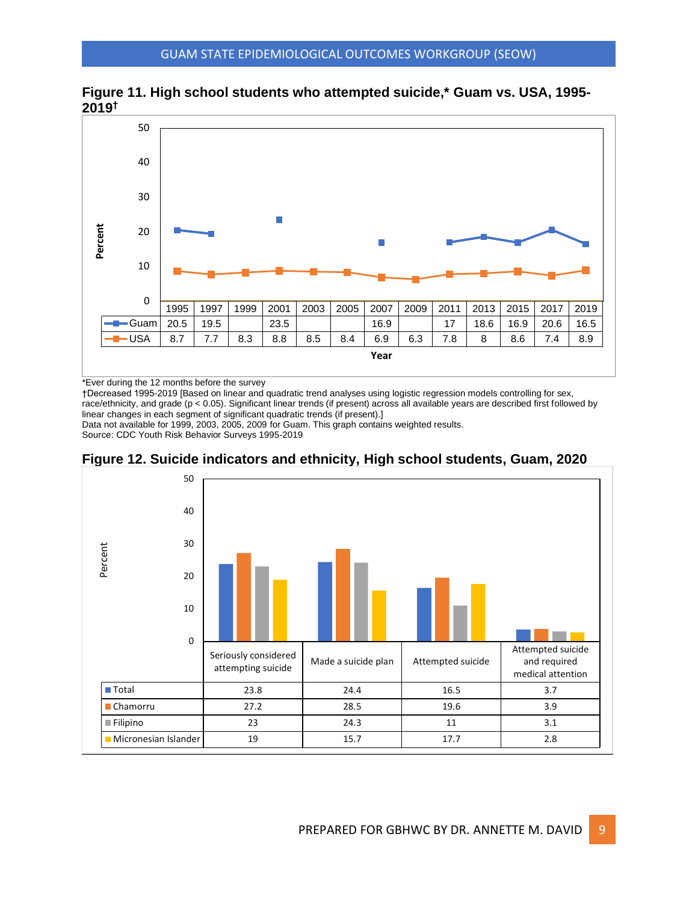**Figure 11. High school students who attempted suicide,* Guam vs. USA, 1995-2019†**

| | 1995 | 1997 | 1999 | 2001 | 2003 | 2005 | 2007 | 2009 | 2011 | 2013 | 2015 | 2017 | 2019 |
|---|---|---|---|---|---|---|---|---|---|---|---|---|---|
| Guam | 20.5 | 19.5 | | 23.5 | | | 16.9 | | 17 | 18.6 | 16.9 | 20.6 | 16.5 |
| USA | 8.7 | 7.7 | 8.3 | 8.8 | 8.5 | 8.4 | 6.9 | 6.3 | 7.8 | 8 | 8.6 | 7.4 | 8.9 |

*Ever during the 12 months before the survey

†Decreased 1995-2019 [Based on linear and quadratic trend analyses using logistic regression models controlling for sex, race/ethnicity, and grade ($p < 0.05$). Significant linear trends (if present) across all available years are described first followed by linear changes in each segment of significant quadratic trends (if present).]

Data not available for 1999, 2003, 2005, 2009 for Guam. This graph contains weighted results.

Source: CDC Youth Risk Behavior Surveys 1995-2019

**Figure 12. Suicide indicators and ethnicity, High school students, Guam, 2020**

| | Seriously considered attempting suicide | Made a suicide plan | Attempted suicide | Attempted suicide and required medical attention |
|---|---|---|---|---|
| Total | 23.8 | 24.4 | 16.5 | 3.7 |
| Chamorru | 27.2 | 28.5 | 19.6 | 3.9 |
| Filipino | 23 | 24.3 | 11 | 3.1 |
| Micronesian Islander | 19 | 15.7 | 17.7 | 2.8 |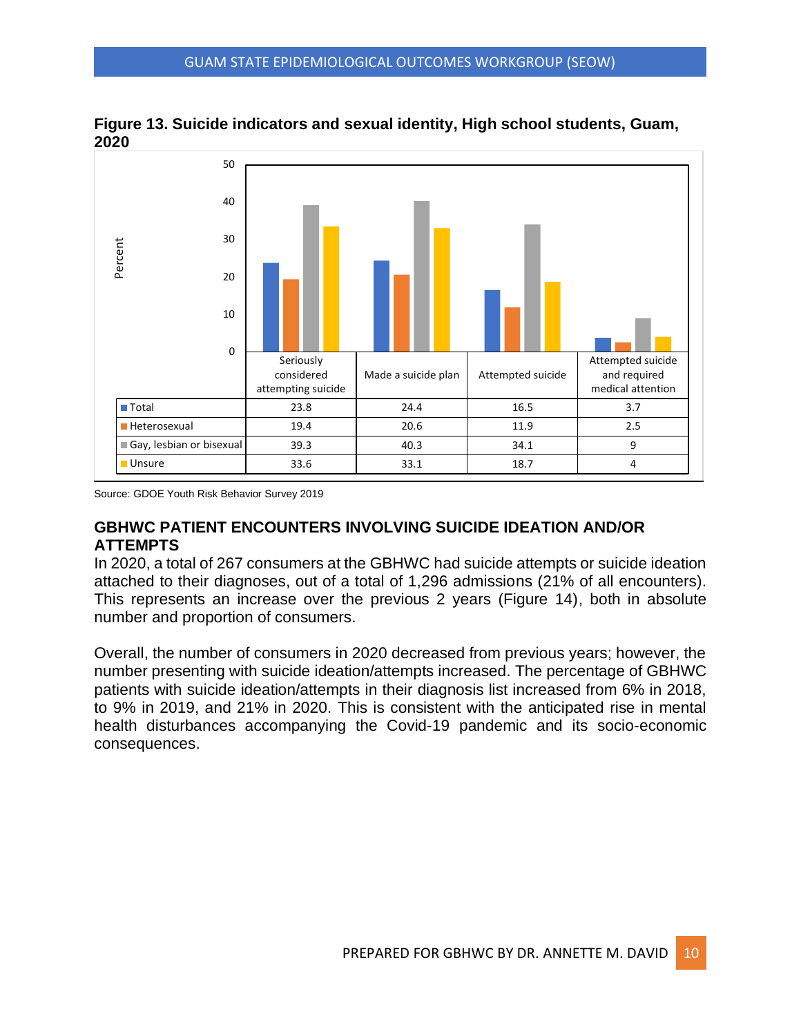**Figure 13. Suicide indicators and sexual identity, High school students, Guam, 2020**

| | Seriously considered attempting suicide | Made a suicide plan | Attempted suicide | Attempted suicide and required medical attention |
|---|---|---|---|---|
| Total | 23.8 | 24.4 | 16.5 | 3.7 |
| Heterosexual | 19.4 | 20.6 | 11.9 | 2.5 |
| Gay, lesbian or bisexual | 39.3 | 40.3 | 34.1 | 9 |
| Unsure | 33.6 | 33.1 | 18.7 | 4 |

Source: GDOE Youth Risk Behavior Survey 2019

## GBHWC PATIENT ENCOUNTERS INVOLVING SUICIDE IDEATION AND/OR ATTEMPTS

In 2020, a total of 267 consumers at the GBHWC had suicide attempts or suicide ideation attached to their diagnoses, out of a total of 1,296 admissions (21% of all encounters). This represents an increase over the previous 2 years (Figure 14), both in absolute number and proportion of consumers.

Overall, the number of consumers in 2020 decreased from previous years; however, the number presenting with suicide ideation/attempts increased. The percentage of GBHWC patients with suicide ideation/attempts in their diagnosis list increased from 6% in 2018, to 9% in 2019, and 21% in 2020. This is consistent with the anticipated rise in mental health disturbances accompanying the Covid-19 pandemic and its socio-economic consequences.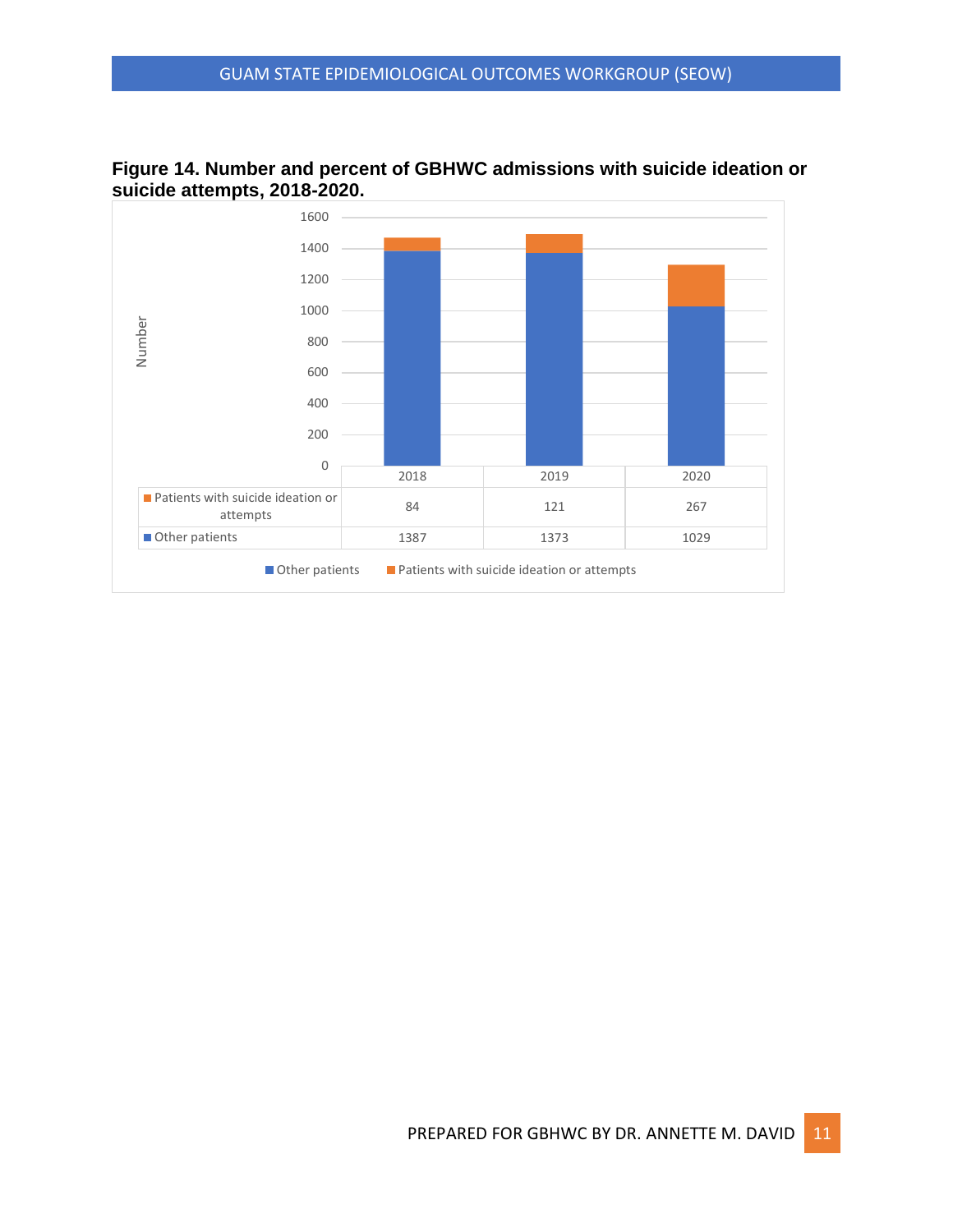**Figure 14. Number and percent of GBHWC admissions with suicide ideation or suicide attempts, 2018-2020.**

| | 2018 | 2019 | 2020 |
|---|---|---|---|
| Patients with suicide ideation or attempts | 84 | 121 | 267 |
| Other patients | 1387 | 1373 | 1029 |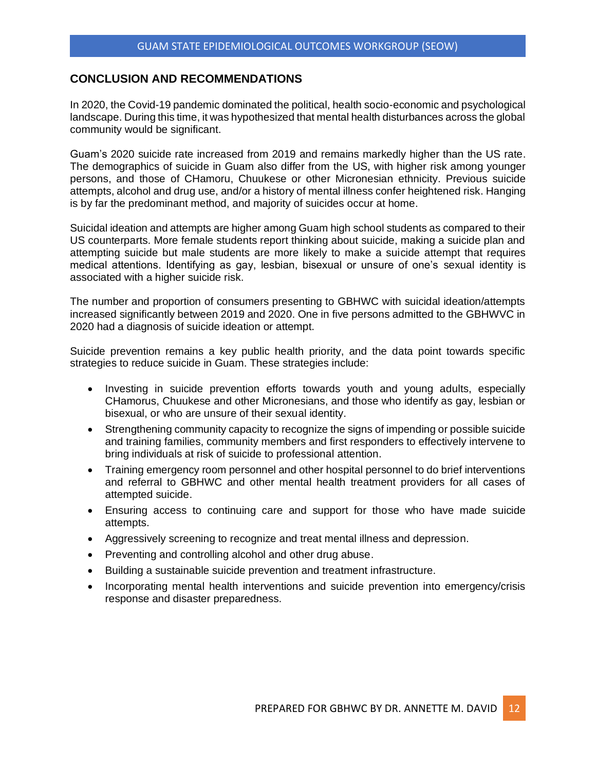## CONCLUSION AND RECOMMENDATIONS

In 2020, the Covid-19 pandemic dominated the political, health socio-economic and psychological landscape. During this time, it was hypothesized that mental health disturbances across the global community would be significant.

Guam's 2020 suicide rate increased from 2019 and remains markedly higher than the US rate. The demographics of suicide in Guam also differ from the US, with higher risk among younger persons, and those of CHamoru, Chuukese or other Micronesian ethnicity. Previous suicide attempts, alcohol and drug use, and/or a history of mental illness confer heightened risk. Hanging is by far the predominant method, and majority of suicides occur at home.

Suicidal ideation and attempts are higher among Guam high school students as compared to their US counterparts. More female students report thinking about suicide, making a suicide plan and attempting suicide but male students are more likely to make a suicide attempt that requires medical attentions. Identifying as gay, lesbian, bisexual or unsure of one's sexual identity is associated with a higher suicide risk.

The number and proportion of consumers presenting to GBHWC with suicidal ideation/attempts increased significantly between 2019 and 2020. One in five persons admitted to the GBHWVC in 2020 had a diagnosis of suicide ideation or attempt.

Suicide prevention remains a key public health priority, and the data point towards specific strategies to reduce suicide in Guam. These strategies include:

- Investing in suicide prevention efforts towards youth and young adults, especially CHamorus, Chuukese and other Micronesians, and those who identify as gay, lesbian or bisexual, or who are unsure of their sexual identity.
- Strengthening community capacity to recognize the signs of impending or possible suicide and training families, community members and first responders to effectively intervene to bring individuals at risk of suicide to professional attention.
- Training emergency room personnel and other hospital personnel to do brief interventions and referral to GBHWC and other mental health treatment providers for all cases of attempted suicide.
- Ensuring access to continuing care and support for those who have made suicide attempts.
- Aggressively screening to recognize and treat mental illness and depression.
- Preventing and controlling alcohol and other drug abuse.
- Building a sustainable suicide prevention and treatment infrastructure.
- Incorporating mental health interventions and suicide prevention into emergency/crisis response and disaster preparedness.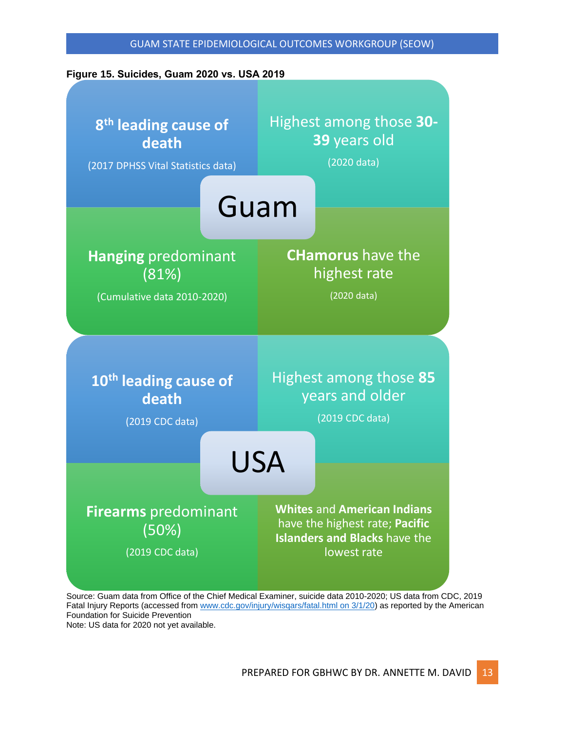**Figure 15. Suicides, Guam 2020 vs. USA 2019**

**Guam**

**8th leading cause of death**
(2017 DPHSS Vital Statistics data)

Highest among those **30-39** years old
(2020 data)

**Hanging** predominant (81%)
(Cumulative data 2010-2020)

**CHamorus** have the highest rate
(2020 data)

**USA**

**10th leading cause of death**
(2019 CDC data)

Highest among those **85** years and older
(2019 CDC data)

**Firearms** predominant (50%)
(2019 CDC data)

**Whites** and **American Indians** have the highest rate; **Pacific Islanders and Blacks** have the lowest rate

Source: Guam data from Office of the Chief Medical Examiner, suicide data 2010-2020; US data from CDC, 2019 Fatal Injury Reports (accessed from www.cdc.gov/injury/wisqars/fatal.html on 3/1/20) as reported by the American Foundation for Suicide Prevention
Note: US data for 2020 not yet available.